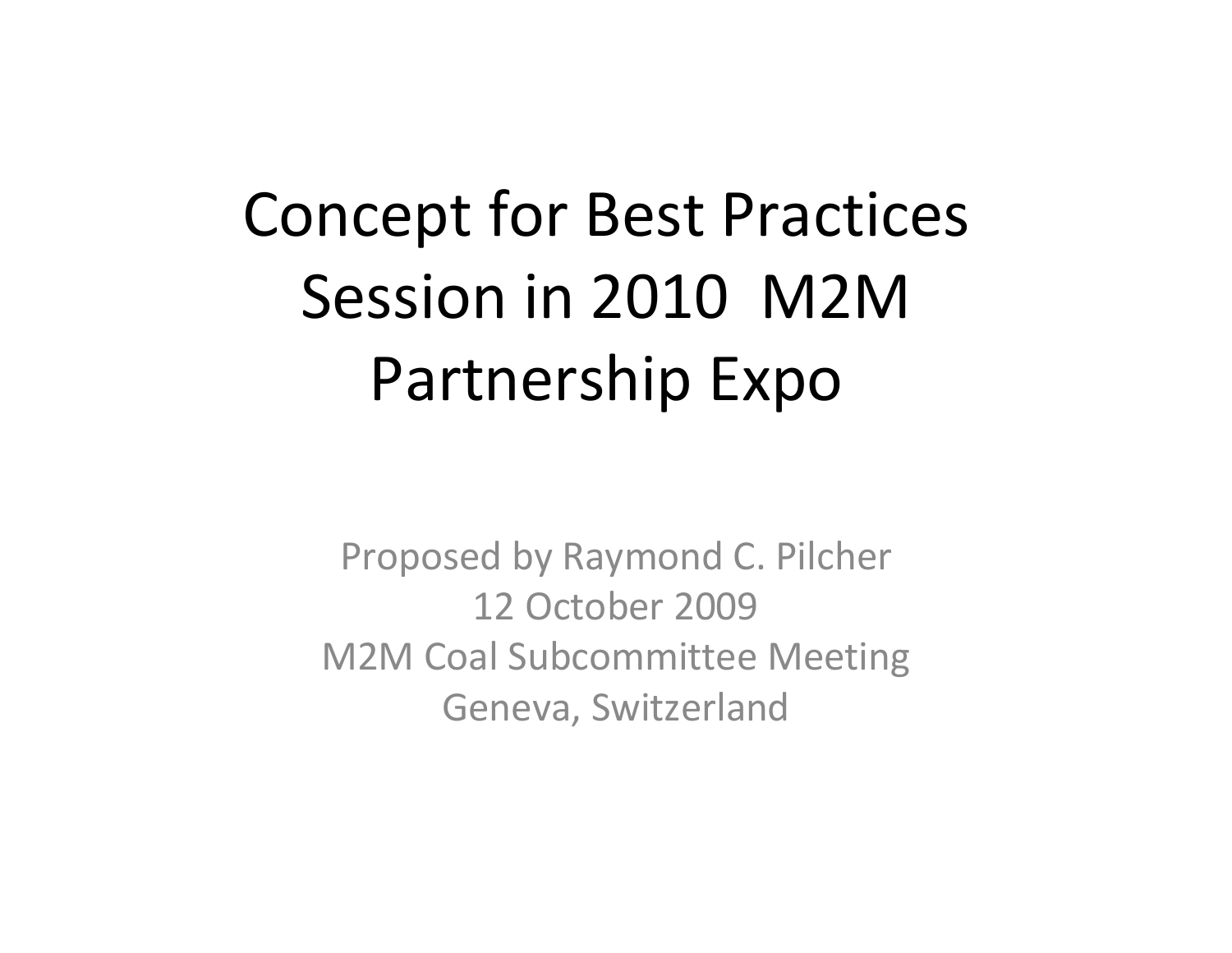# Concept for Best Practices Session in 2010 M2M Partnership Expo

Proposed by Raymond C. Pilcher
12 October 2009
M2M Coal Subcommittee Meeting
Geneva, Switzerland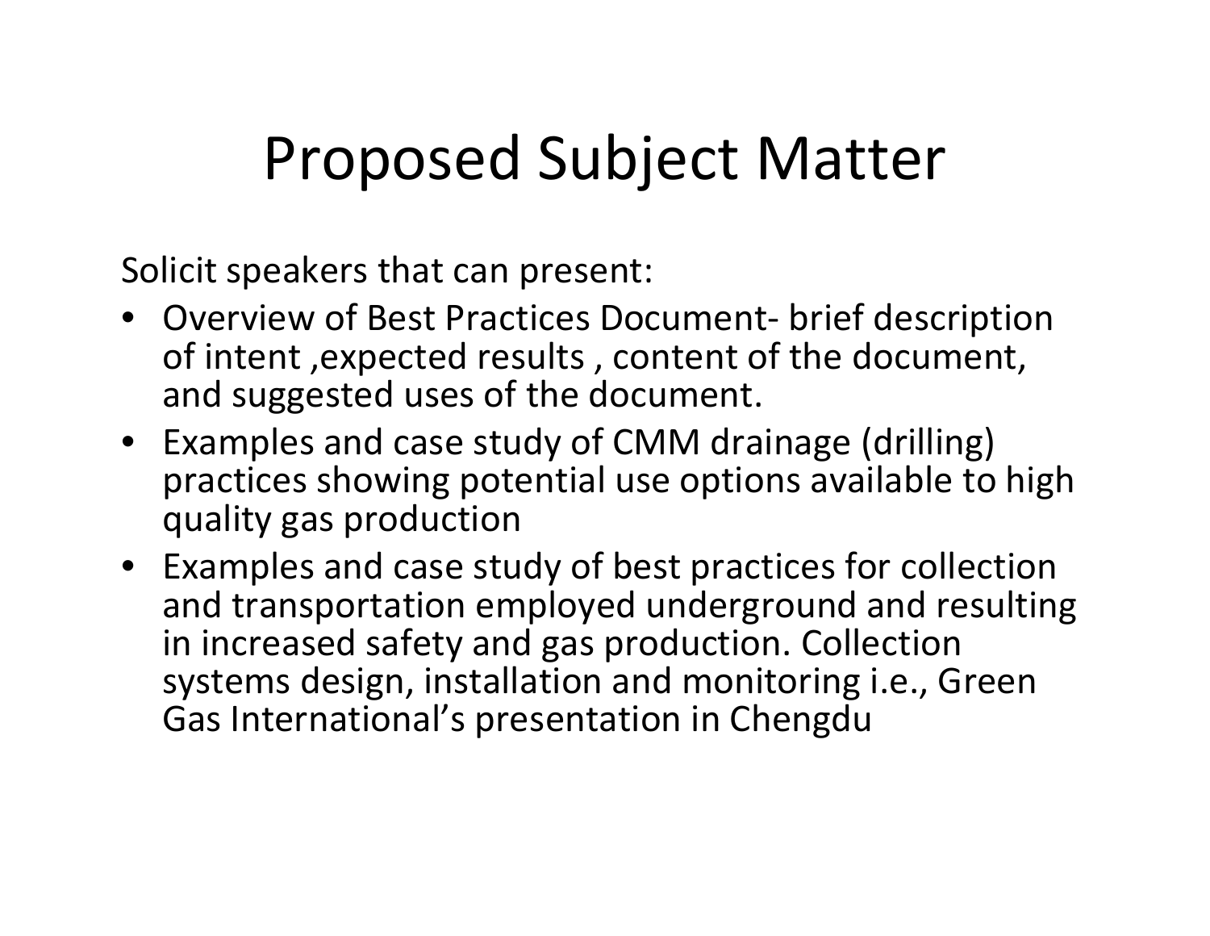# Proposed Subject Matter

Solicit speakers that can present:

- Overview of Best Practices Document- brief description of intent ,expected results , content of the document, and suggested uses of the document.
- Examples and case study of CMM drainage (drilling) practices showing potential use options available to high quality gas production
- Examples and case study of best practices for collection and transportation employed underground and resulting in increased safety and gas production. Collection systems design, installation and monitoring i.e., Green Gas International's presentation in Chengdu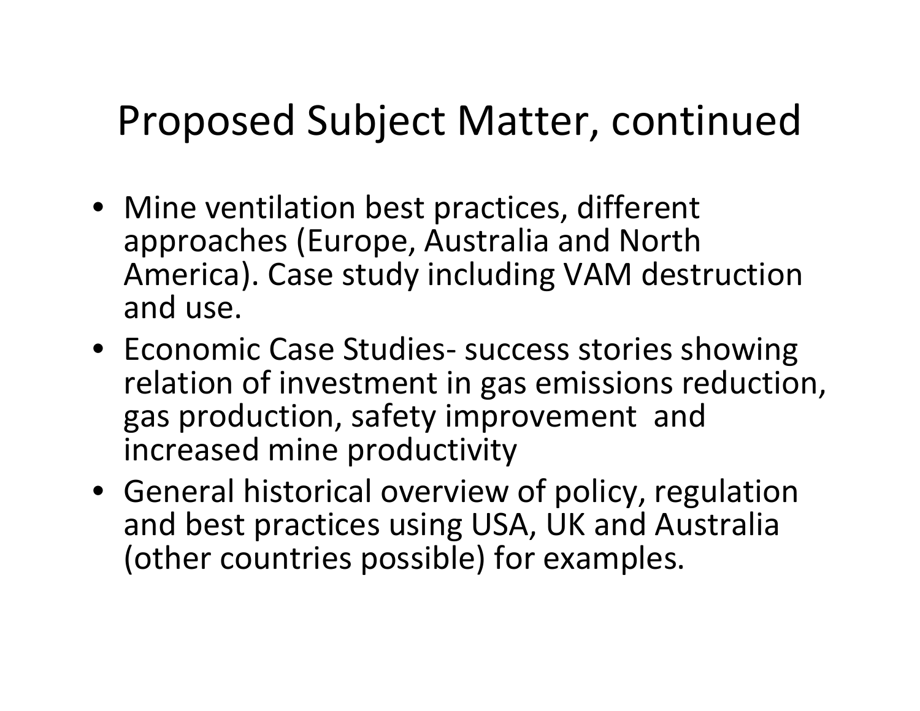# Proposed Subject Matter, continued

- Mine ventilation best practices, different approaches (Europe, Australia and North America). Case study including VAM destruction and use.
- Economic Case Studies- success stories showing relation of investment in gas emissions reduction, gas production, safety improvement and increased mine productivity
- General historical overview of policy, regulation and best practices using USA, UK and Australia (other countries possible) for examples.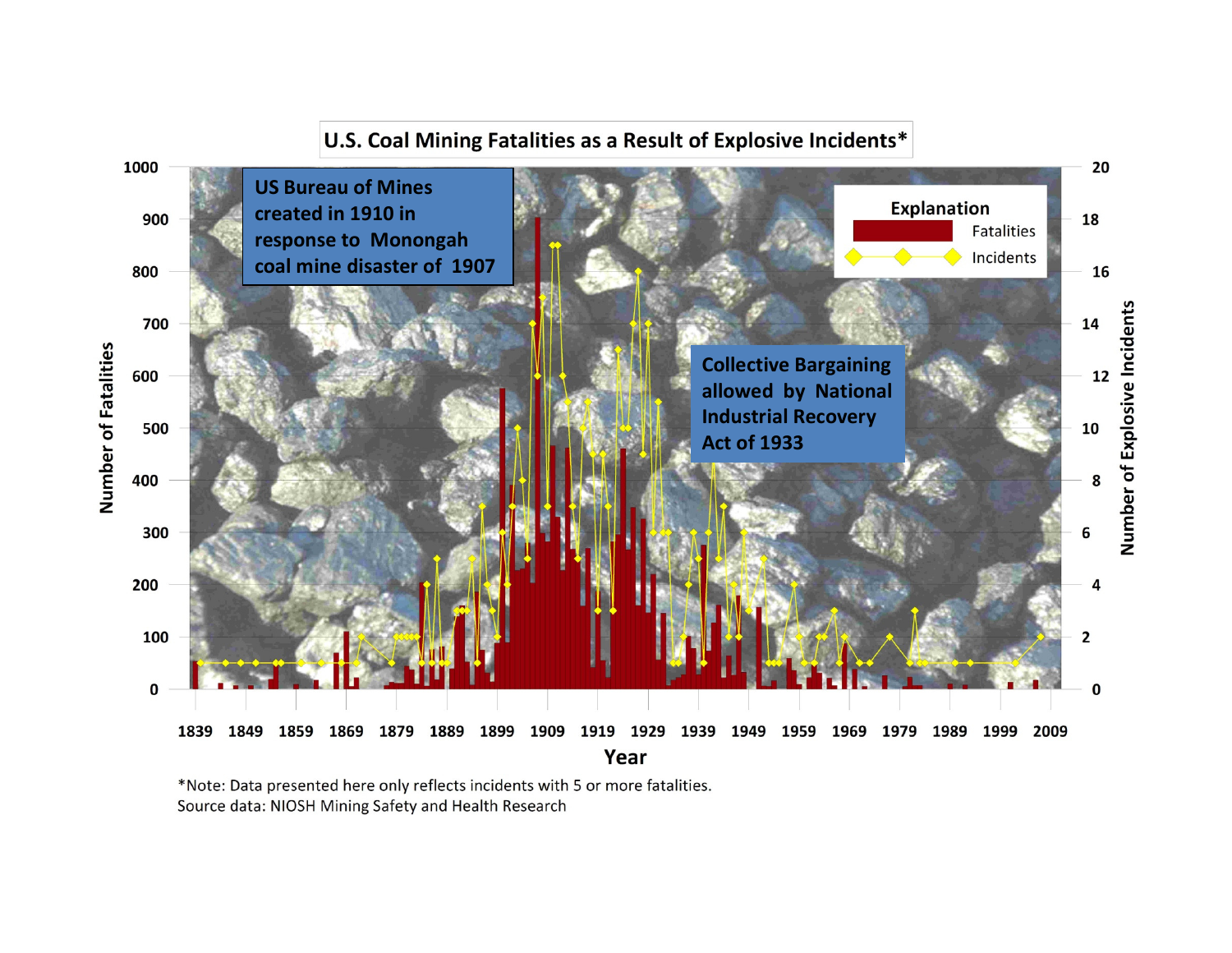## U.S. Coal Mining Fatalities as a Result of Explosive Incidents*

US Bureau of Mines created in 1910 in response to Monongah coal mine disaster of 1907

Collective Bargaining allowed by National Industrial Recovery Act of 1933

Explanation: Fatalities; Incidents

Number of Fatalities (0–1000); Number of Explosive Incidents (0–20); Year (1839–2009)

*Note: Data presented here only reflects incidents with 5 or more fatalities.
Source data: NIOSH Mining Safety and Health Research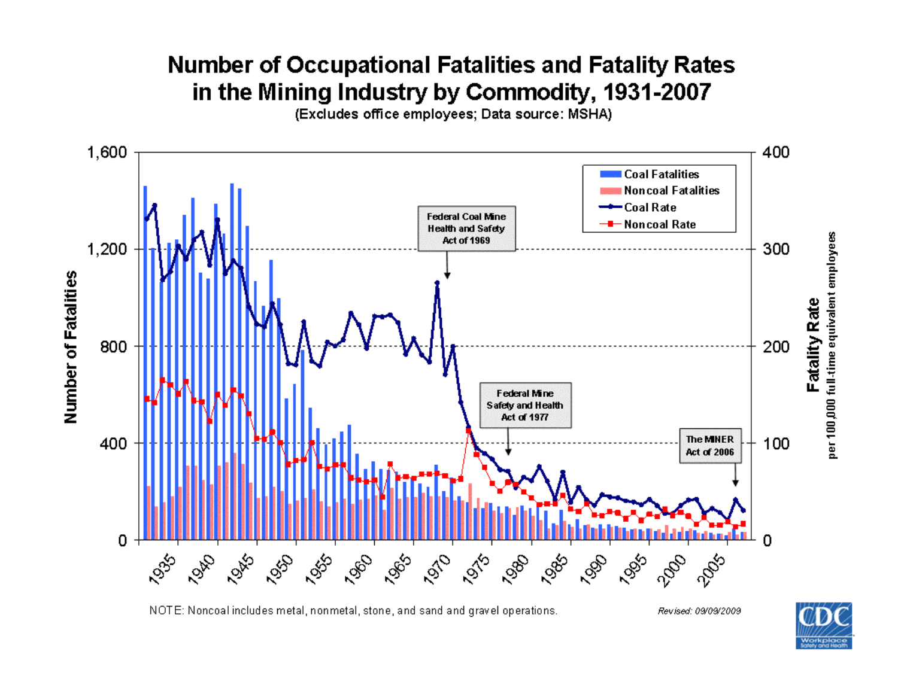# Number of Occupational Fatalities and Fatality Rates in the Mining Industry by Commodity, 1931-2007

(Excludes office employees; Data source: MSHA)

Federal Coal Mine Health and Safety Act of 1969

Federal Mine Safety and Health Act of 1977

The MINER Act of 2006

NOTE: Noncoal includes metal, nonmetal, stone, and sand and gravel operations.

*Revised: 09/09/2009*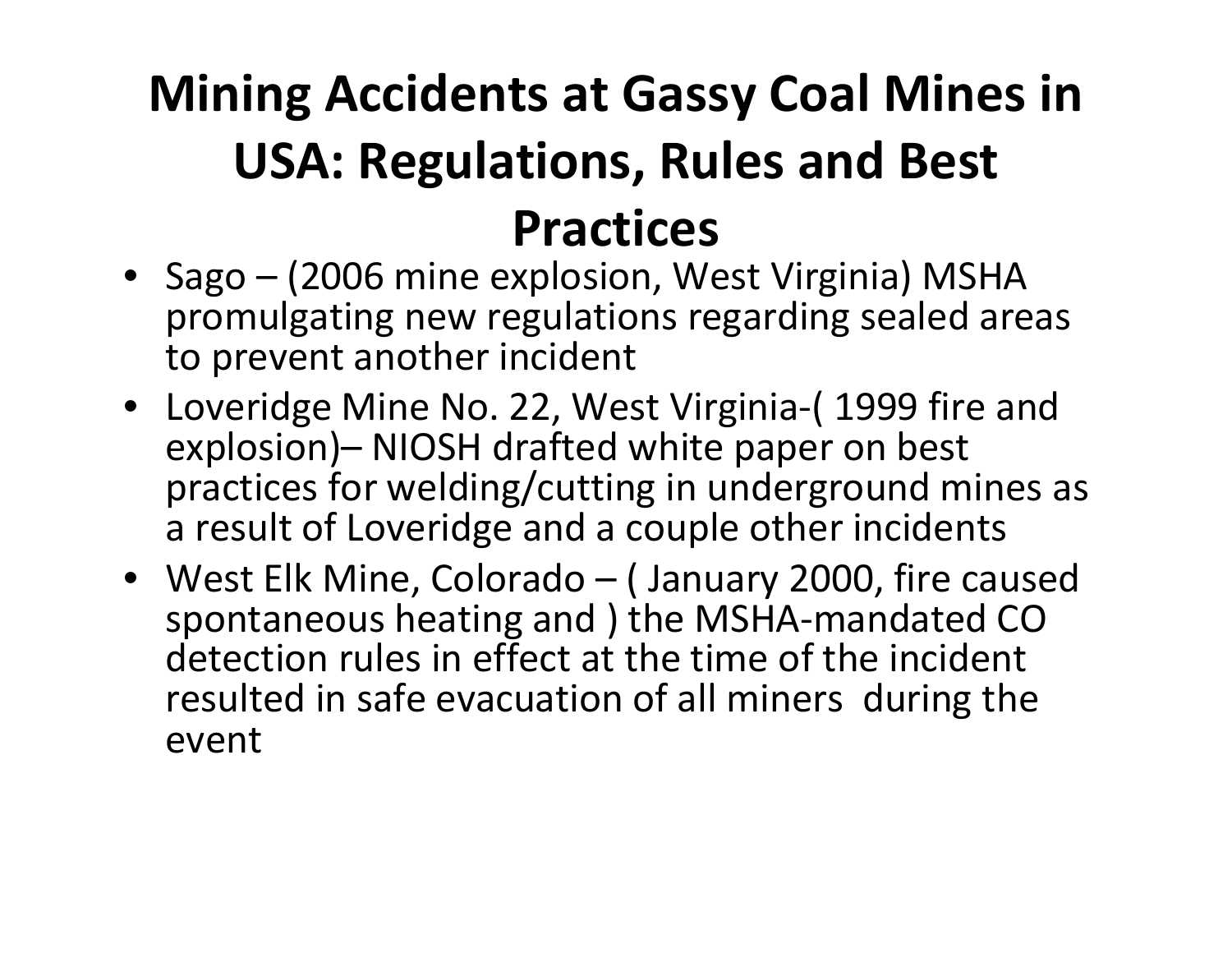# Mining Accidents at Gassy Coal Mines in USA: Regulations, Rules and Best Practices

- Sago – (2006 mine explosion, West Virginia) MSHA promulgating new regulations regarding sealed areas to prevent another incident
- Loveridge Mine No. 22, West Virginia-( 1999 fire and explosion)– NIOSH drafted white paper on best practices for welding/cutting in underground mines as a result of Loveridge and a couple other incidents
- West Elk Mine, Colorado – ( January 2000, fire caused spontaneous heating and ) the MSHA-mandated CO detection rules in effect at the time of the incident resulted in safe evacuation of all miners during the event